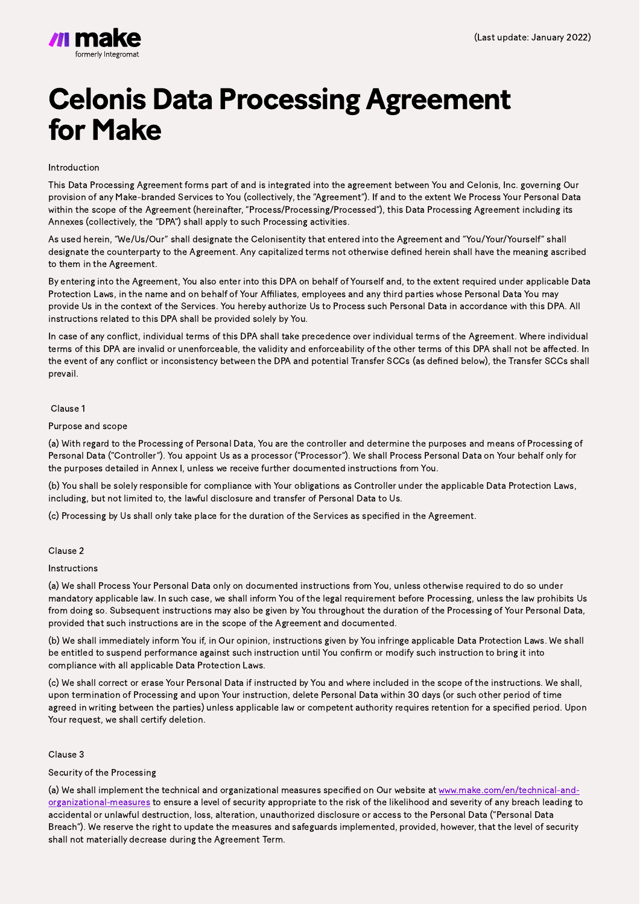make
formerly Integromat

(Last update: January 2022)

# Celonis Data Processing Agreement for Make

Introduction

This Data Processing Agreement forms part of and is integrated into the agreement between You and Celonis, Inc. governing Our provision of any Make-branded Services to You (collectively, the "Agreement"). If and to the extent We Process Your Personal Data within the scope of the Agreement (hereinafter, "Process/Processing/Processed"), this Data Processing Agreement including its Annexes (collectively, the "DPA") shall apply to such Processing activities.

As used herein, "We/Us/Our" shall designate the Celonisentity that entered into the Agreement and "You/Your/Yourself" shall designate the counterparty to the Agreement. Any capitalized terms not otherwise defined herein shall have the meaning ascribed to them in the Agreement.

By entering into the Agreement, You also enter into this DPA on behalf of Yourself and, to the extent required under applicable Data Protection Laws, in the name and on behalf of Your Affiliates, employees and any third parties whose Personal Data You may provide Us in the context of the Services. You hereby authorize Us to Process such Personal Data in accordance with this DPA. All instructions related to this DPA shall be provided solely by You.

In case of any conflict, individual terms of this DPA shall take precedence over individual terms of the Agreement. Where individual terms of this DPA are invalid or unenforceable, the validity and enforceability of the other terms of this DPA shall not be affected. In the event of any conflict or inconsistency between the DPA and potential Transfer SCCs (as defined below), the Transfer SCCs shall prevail.

Clause 1

Purpose and scope

(a) With regard to the Processing of Personal Data, You are the controller and determine the purposes and means of Processing of Personal Data ("Controller"). You appoint Us as a processor ("Processor"). We shall Process Personal Data on Your behalf only for the purposes detailed in Annex I, unless we receive further documented instructions from You.

(b) You shall be solely responsible for compliance with Your obligations as Controller under the applicable Data Protection Laws, including, but not limited to, the lawful disclosure and transfer of Personal Data to Us.

(c) Processing by Us shall only take place for the duration of the Services as specified in the Agreement.

Clause 2

Instructions

(a) We shall Process Your Personal Data only on documented instructions from You, unless otherwise required to do so under mandatory applicable law. In such case, we shall inform You of the legal requirement before Processing, unless the law prohibits Us from doing so. Subsequent instructions may also be given by You throughout the duration of the Processing of Your Personal Data, provided that such instructions are in the scope of the Agreement and documented.

(b) We shall immediately inform You if, in Our opinion, instructions given by You infringe applicable Data Protection Laws. We shall be entitled to suspend performance against such instruction until You confirm or modify such instruction to bring it into compliance with all applicable Data Protection Laws.

(c) We shall correct or erase Your Personal Data if instructed by You and where included in the scope of the instructions. We shall, upon termination of Processing and upon Your instruction, delete Personal Data within 30 days (or such other period of time agreed in writing between the parties) unless applicable law or competent authority requires retention for a specified period. Upon Your request, we shall certify deletion.

Clause 3

Security of the Processing

(a) We shall implement the technical and organizational measures specified on Our website at [www.make.com/en/technical-and-organizational-measures](www.make.com/en/technical-and-organizational-measures) to ensure a level of security appropriate to the risk of the likelihood and severity of any breach leading to accidental or unlawful destruction, loss, alteration, unauthorized disclosure or access to the Personal Data ("Personal Data Breach"). We reserve the right to update the measures and safeguards implemented, provided, however, that the level of security shall not materially decrease during the Agreement Term.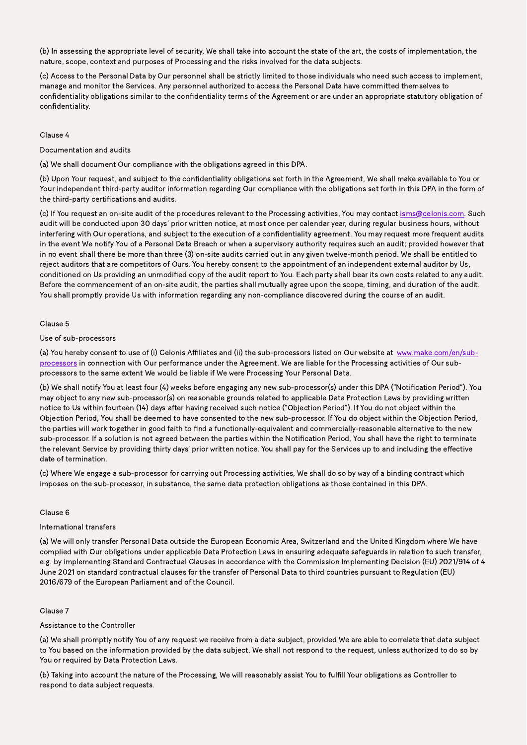(b) In assessing the appropriate level of security, We shall take into account the state of the art, the costs of implementation, the nature, scope, context and purposes of Processing and the risks involved for the data subjects.

(c) Access to the Personal Data by Our personnel shall be strictly limited to those individuals who need such access to implement, manage and monitor the Services. Any personnel authorized to access the Personal Data have committed themselves to confidentiality obligations similar to the confidentiality terms of the Agreement or are under an appropriate statutory obligation of confidentiality.

Clause 4

Documentation and audits

(a) We shall document Our compliance with the obligations agreed in this DPA.

(b) Upon Your request, and subject to the confidentiality obligations set forth in the Agreement, We shall make available to You or Your independent third-party auditor information regarding Our compliance with the obligations set forth in this DPA in the form of the third-party certifications and audits.

(c) If You request an on-site audit of the procedures relevant to the Processing activities, You may contact [isms@celonis.com](mailto:isms@celonis.com). Such audit will be conducted upon 30 days' prior written notice, at most once per calendar year, during regular business hours, without interfering with Our operations, and subject to the execution of a confidentiality agreement. You may request more frequent audits in the event We notify You of a Personal Data Breach or when a supervisory authority requires such an audit; provided however that in no event shall there be more than three (3) on-site audits carried out in any given twelve-month period. We shall be entitled to reject auditors that are competitors of Ours. You hereby consent to the appointment of an independent external auditor by Us, conditioned on Us providing an unmodified copy of the audit report to You. Each party shall bear its own costs related to any audit. Before the commencement of an on-site audit, the parties shall mutually agree upon the scope, timing, and duration of the audit. You shall promptly provide Us with information regarding any non-compliance discovered during the course of an audit.

Clause 5

Use of sub-processors

(a) You hereby consent to use of (i) Celonis Affiliates and (ii) the sub-processors listed on Our website at [www.make.com/en/sub-processors](https://www.make.com/en/sub-processors) in connection with Our performance under the Agreement. We are liable for the Processing activities of Our sub-processors to the same extent We would be liable if We were Processing Your Personal Data.

(b) We shall notify You at least four (4) weeks before engaging any new sub-processor(s) under this DPA ("Notification Period"). You may object to any new sub-processor(s) on reasonable grounds related to applicable Data Protection Laws by providing written notice to Us within fourteen (14) days after having received such notice ("Objection Period"). If You do not object within the Objection Period, You shall be deemed to have consented to the new sub-processor. If You do object within the Objection Period, the parties will work together in good faith to find a functionally-equivalent and commercially-reasonable alternative to the new sub-processor. If a solution is not agreed between the parties within the Notification Period, You shall have the right to terminate the relevant Service by providing thirty days' prior written notice. You shall pay for the Services up to and including the effective date of termination.

(c) Where We engage a sub-processor for carrying out Processing activities, We shall do so by way of a binding contract which imposes on the sub-processor, in substance, the same data protection obligations as those contained in this DPA.

Clause 6

International transfers

(a) We will only transfer Personal Data outside the European Economic Area, Switzerland and the United Kingdom where We have complied with Our obligations under applicable Data Protection Laws in ensuring adequate safeguards in relation to such transfer, e.g. by implementing Standard Contractual Clauses in accordance with the Commission Implementing Decision (EU) 2021/914 of 4 June 2021 on standard contractual clauses for the transfer of Personal Data to third countries pursuant to Regulation (EU) 2016/679 of the European Parliament and of the Council.

Clause 7

Assistance to the Controller

(a) We shall promptly notify You of any request we receive from a data subject, provided We are able to correlate that data subject to You based on the information provided by the data subject. We shall not respond to the request, unless authorized to do so by You or required by Data Protection Laws.

(b) Taking into account the nature of the Processing, We will reasonably assist You to fulfill Your obligations as Controller to respond to data subject requests.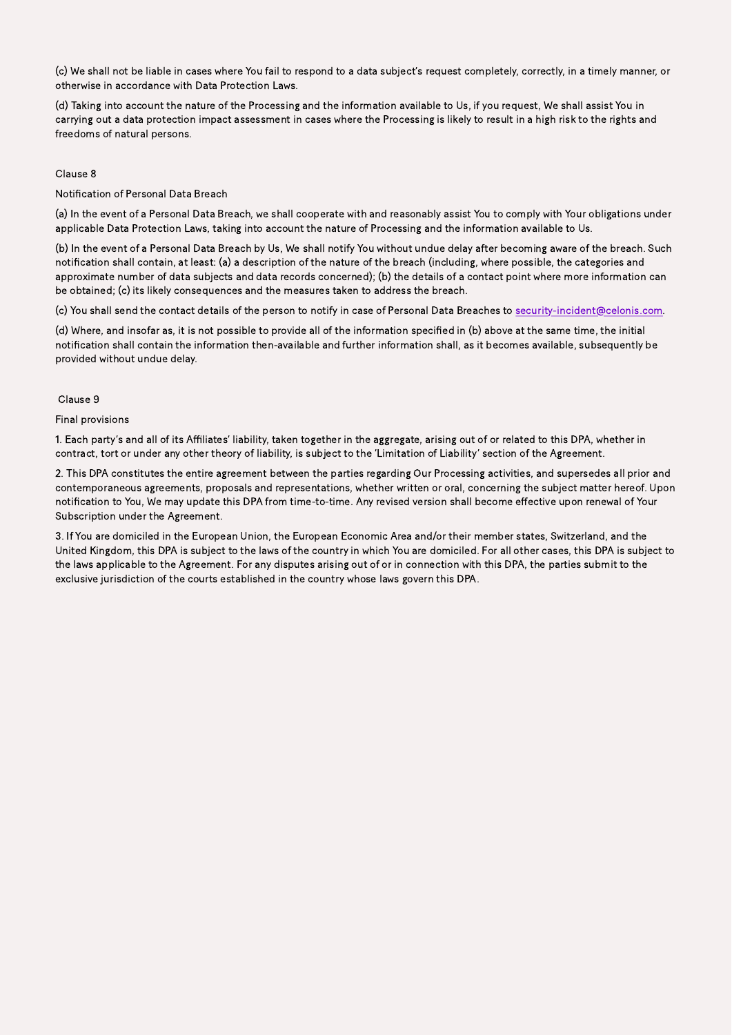(c) We shall not be liable in cases where You fail to respond to a data subject's request completely, correctly, in a timely manner, or otherwise in accordance with Data Protection Laws.

(d) Taking into account the nature of the Processing and the information available to Us, if you request, We shall assist You in carrying out a data protection impact assessment in cases where the Processing is likely to result in a high risk to the rights and freedoms of natural persons.

Clause 8

Notification of Personal Data Breach

(a) In the event of a Personal Data Breach, we shall cooperate with and reasonably assist You to comply with Your obligations under applicable Data Protection Laws, taking into account the nature of Processing and the information available to Us.

(b) In the event of a Personal Data Breach by Us, We shall notify You without undue delay after becoming aware of the breach. Such notification shall contain, at least: (a) a description of the nature of the breach (including, where possible, the categories and approximate number of data subjects and data records concerned); (b) the details of a contact point where more information can be obtained; (c) its likely consequences and the measures taken to address the breach.

(c) You shall send the contact details of the person to notify in case of Personal Data Breaches to security-incident@celonis.com.

(d) Where, and insofar as, it is not possible to provide all of the information specified in (b) above at the same time, the initial notification shall contain the information then-available and further information shall, as it becomes available, subsequently be provided without undue delay.

Clause 9

Final provisions

1. Each party's and all of its Affiliates' liability, taken together in the aggregate, arising out of or related to this DPA, whether in contract, tort or under any other theory of liability, is subject to the 'Limitation of Liability' section of the Agreement.

2. This DPA constitutes the entire agreement between the parties regarding Our Processing activities, and supersedes all prior and contemporaneous agreements, proposals and representations, whether written or oral, concerning the subject matter hereof. Upon notification to You, We may update this DPA from time-to-time. Any revised version shall become effective upon renewal of Your Subscription under the Agreement.

3. If You are domiciled in the European Union, the European Economic Area and/or their member states, Switzerland, and the United Kingdom, this DPA is subject to the laws of the country in which You are domiciled. For all other cases, this DPA is subject to the laws applicable to the Agreement. For any disputes arising out of or in connection with this DPA, the parties submit to the exclusive jurisdiction of the courts established in the country whose laws govern this DPA.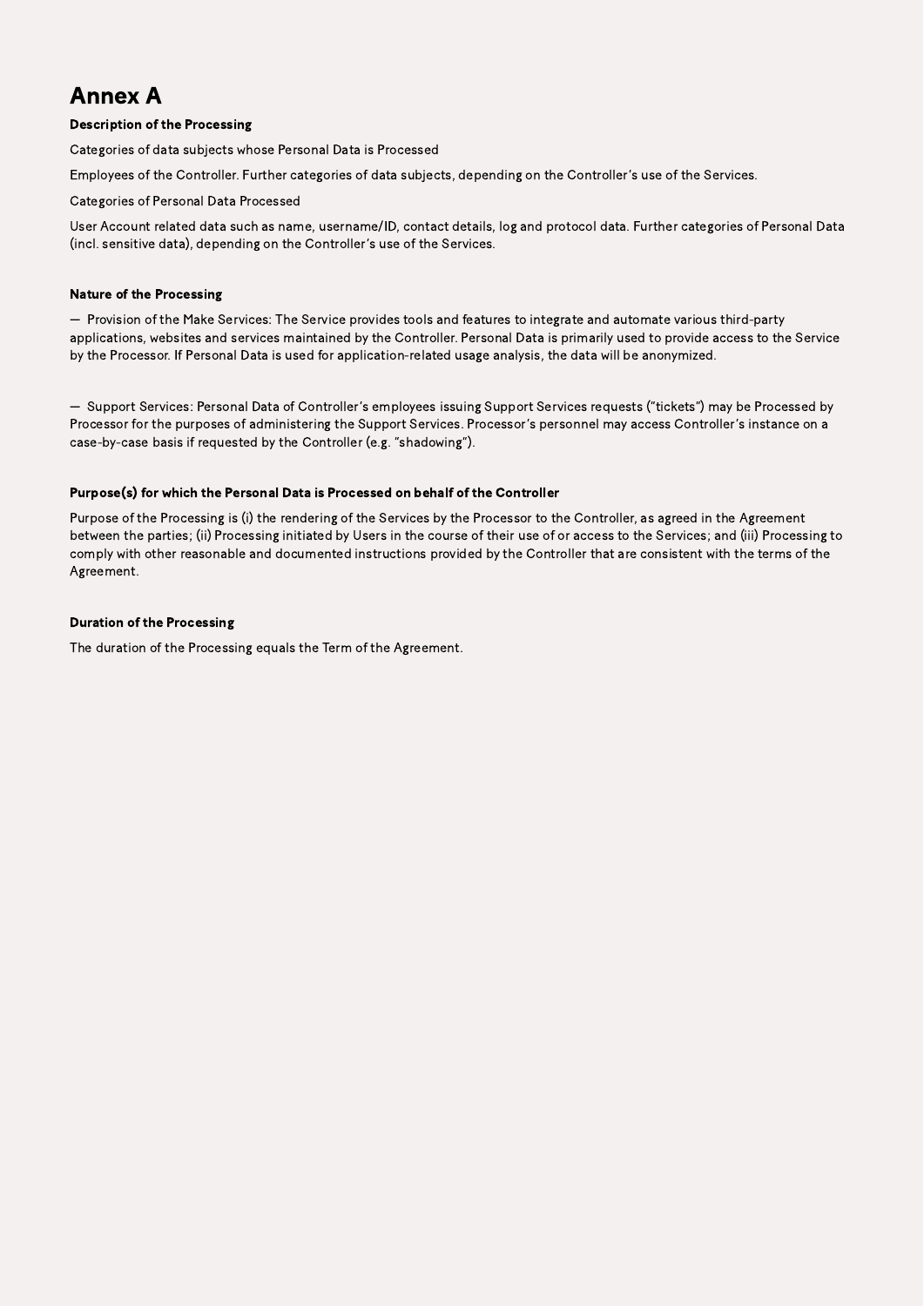# Annex A

**Description of the Processing**

Categories of data subjects whose Personal Data is Processed

Employees of the Controller. Further categories of data subjects, depending on the Controller's use of the Services.

Categories of Personal Data Processed

User Account related data such as name, username/ID, contact details, log and protocol data. Further categories of Personal Data (incl. sensitive data), depending on the Controller's use of the Services.

**Nature of the Processing**

— Provision of the Make Services: The Service provides tools and features to integrate and automate various third-party applications, websites and services maintained by the Controller. Personal Data is primarily used to provide access to the Service by the Processor. If Personal Data is used for application-related usage analysis, the data will be anonymized.

— Support Services: Personal Data of Controller's employees issuing Support Services requests ("tickets") may be Processed by Processor for the purposes of administering the Support Services. Processor's personnel may access Controller's instance on a case-by-case basis if requested by the Controller (e.g. "shadowing").

**Purpose(s) for which the Personal Data is Processed on behalf of the Controller**

Purpose of the Processing is (i) the rendering of the Services by the Processor to the Controller, as agreed in the Agreement between the parties; (ii) Processing initiated by Users in the course of their use of or access to the Services; and (iii) Processing to comply with other reasonable and documented instructions provided by the Controller that are consistent with the terms of the Agreement.

**Duration of the Processing**

The duration of the Processing equals the Term of the Agreement.